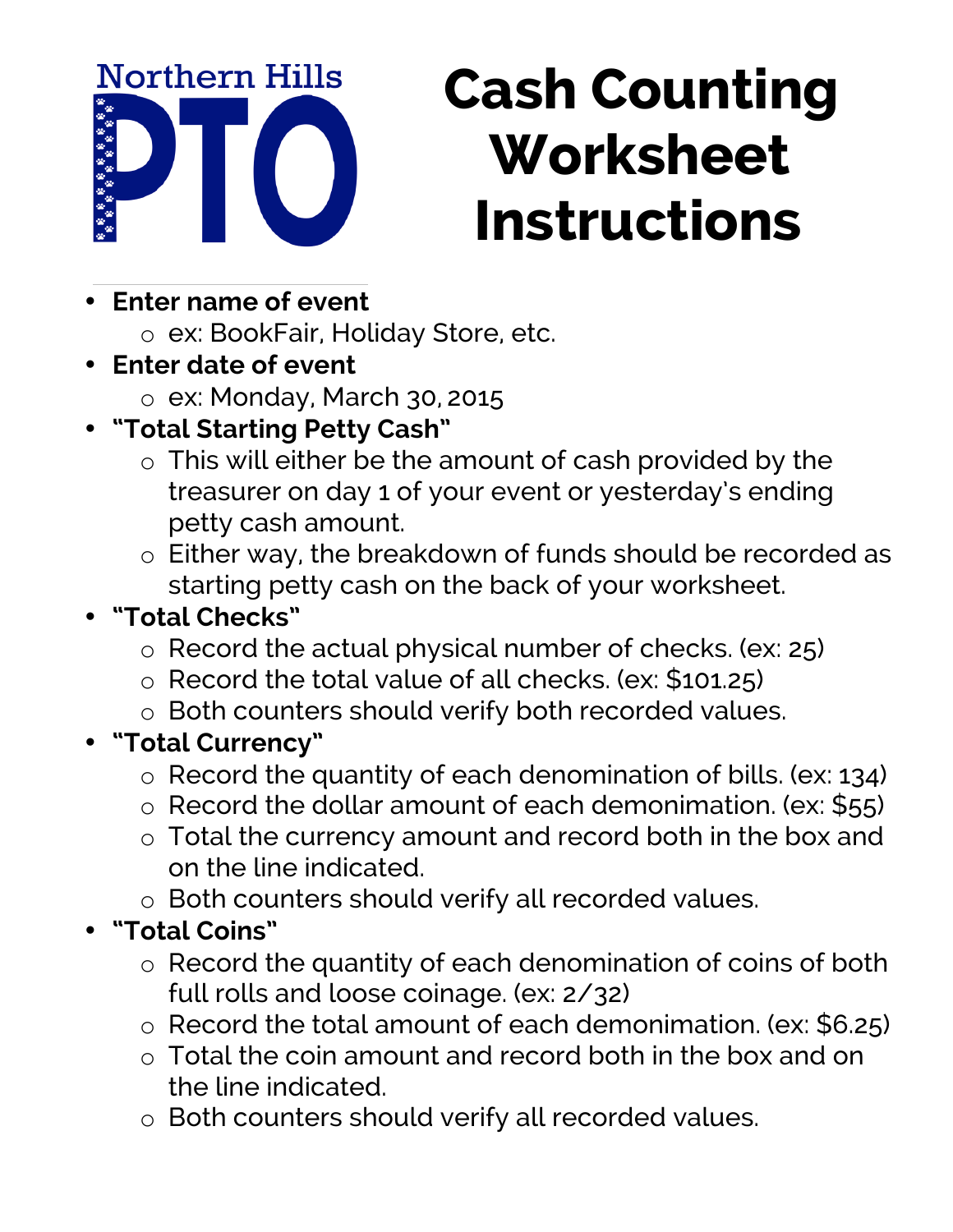Northern Hills PTO

# Cash Counting Worksheet Instructions

- **Enter name of event**
  - ex: BookFair, Holiday Store, etc.
- **Enter date of event**
  - ex: Monday, March 30, 2015
- **"Total Starting Petty Cash"**
  - This will either be the amount of cash provided by the treasurer on day 1 of your event or yesterday's ending petty cash amount.
  - Either way, the breakdown of funds should be recorded as starting petty cash on the back of your worksheet.
- **"Total Checks"**
  - Record the actual physical number of checks. (ex: 25)
  - Record the total value of all checks. (ex: $101.25)
  - Both counters should verify both recorded values.
- **"Total Currency"**
  - Record the quantity of each denomination of bills. (ex: 134)
  - Record the dollar amount of each demonimation. (ex: $55)
  - Total the currency amount and record both in the box and on the line indicated.
  - Both counters should verify all recorded values.
- **"Total Coins"**
  - Record the quantity of each denomination of coins of both full rolls and loose coinage. (ex: 2/32)
  - Record the total amount of each demonimation. (ex: $6.25)
  - Total the coin amount and record both in the box and on the line indicated.
  - Both counters should verify all recorded values.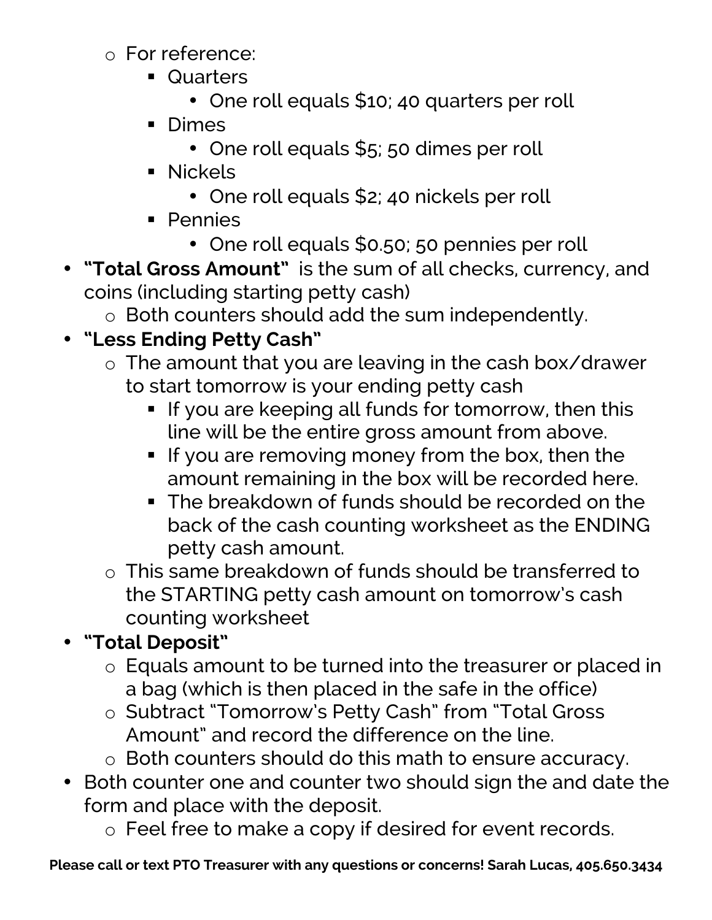- For reference:
    - Quarters
      - One roll equals $10; 40 quarters per roll
    - Dimes
      - One roll equals $5; 50 dimes per roll
    - Nickels
      - One roll equals $2; 40 nickels per roll
    - Pennies
      - One roll equals $0.50; 50 pennies per roll
- **"Total Gross Amount"** is the sum of all checks, currency, and coins (including starting petty cash)
  - Both counters should add the sum independently.
- **"Less Ending Petty Cash"**
  - The amount that you are leaving in the cash box/drawer to start tomorrow is your ending petty cash
    - If you are keeping all funds for tomorrow, then this line will be the entire gross amount from above.
    - If you are removing money from the box, then the amount remaining in the box will be recorded here.
    - The breakdown of funds should be recorded on the back of the cash counting worksheet as the ENDING petty cash amount.
  - This same breakdown of funds should be transferred to the STARTING petty cash amount on tomorrow's cash counting worksheet
- **"Total Deposit"**
  - Equals amount to be turned into the treasurer or placed in a bag (which is then placed in the safe in the office)
  - Subtract "Tomorrow's Petty Cash" from "Total Gross Amount" and record the difference on the line.
  - Both counters should do this math to ensure accuracy.
- Both counter one and counter two should sign the and date the form and place with the deposit.
  - Feel free to make a copy if desired for event records.

**Please call or text PTO Treasurer with any questions or concerns! Sarah Lucas, 405.650.3434**